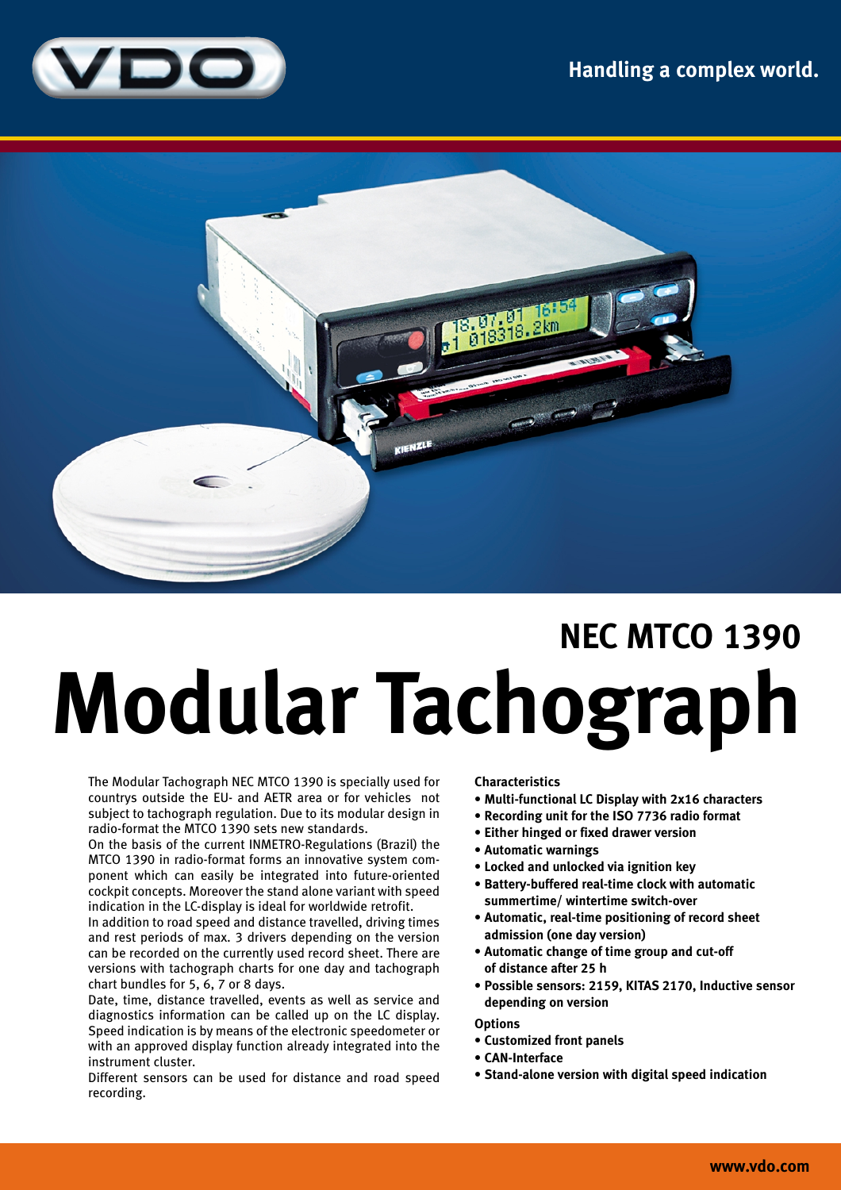Handling a complex world.

## NEC MTCO 1390

# Modular Tachograph

The Modular Tachograph NEC MTCO 1390 is specially used for countrys outside the EU- and AETR area or for vehicles not subject to tachograph regulation. Due to its modular design in radio-format the MTCO 1390 sets new standards.

On the basis of the current INMETRO-Regulations (Brazil) the MTCO 1390 in radio-format forms an innovative system component which can easily be integrated into future-oriented cockpit concepts. Moreover the stand alone variant with speed indication in the LC-display is ideal for worldwide retrofit.

In addition to road speed and distance travelled, driving times and rest periods of max. 3 drivers depending on the version can be recorded on the currently used record sheet. There are versions with tachograph charts for one day and tachograph chart bundles for 5, 6, 7 or 8 days.

Date, time, distance travelled, events as well as service and diagnostics information can be called up on the LC display. Speed indication is by means of the electronic speedometer or with an approved display function already integrated into the instrument cluster.

Different sensors can be used for distance and road speed recording.

**Characteristics**

- **Multi-functional LC Display with 2x16 characters**
- **Recording unit for the ISO 7736 radio format**
- **Either hinged or fixed drawer version**
- **Automatic warnings**
- **Locked and unlocked via ignition key**
- **Battery-buffered real-time clock with automatic summertime/ wintertime switch-over**
- **Automatic, real-time positioning of record sheet admission (one day version)**
- **Automatic change of time group and cut-off of distance after 25 h**
- **Possible sensors: 2159, KITAS 2170, Inductive sensor depending on version**

**Options**

- **Customized front panels**
- **CAN-Interface**
- **Stand-alone version with digital speed indication**

www.vdo.com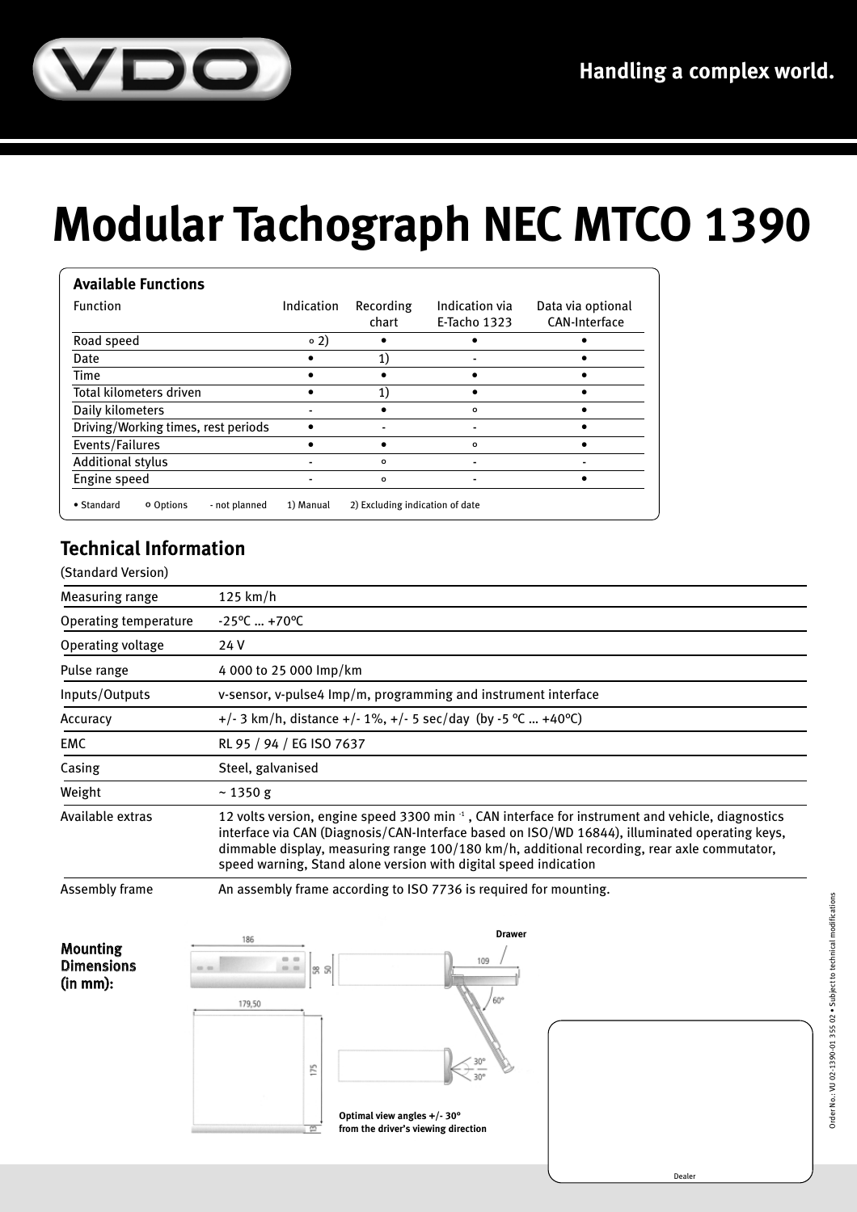Handling a complex world.

# Modular Tachograph NEC MTCO 1390

**Available Functions**

| Function | Indication | Recording chart | Indication via E-Tacho 1323 | Data via optional CAN-Interface |
|---|---|---|---|---|
| Road speed | ∘ 2) | • | • | • |
| Date | • | 1) | - | • |
| Time | • | • | • | • |
| Total kilometers driven | • | 1) | • | • |
| Daily kilometers | - | • | ∘ | • |
| Driving/Working times, rest periods | • | - | - | • |
| Events/Failures | • | • | ∘ | • |
| Additional stylus | - | ∘ | - | - |
| Engine speed | - | ∘ | - | • |

• Standard ∘ Options - not planned 1) Manual 2) Excluding indication of date

## Technical Information

(Standard Version)

| | |
|---|---|
| Measuring range | 125 km/h |
| Operating temperature | -25°C ... +70°C |
| Operating voltage | 24 V |
| Pulse range | 4 000 to 25 000 Imp/km |
| Inputs/Outputs | v-sensor, v-pulse4 Imp/m, programming and instrument interface |
| Accuracy | +/- 3 km/h, distance +/- 1%, +/- 5 sec/day (by -5 °C ... +40°C) |
| EMC | RL 95 / 94 / EG ISO 7637 |
| Casing | Steel, galvanised |
| Weight | ~ 1350 g |
| Available extras | 12 volts version, engine speed 3300 min $^{-1}$ , CAN interface for instrument and vehicle, diagnostics interface via CAN (Diagnosis/CAN-Interface based on ISO/WD 16844), illuminated operating keys, dimmable display, measuring range 100/180 km/h, additional recording, rear axle commutator, speed warning, Stand alone version with digital speed indication |
| Assembly frame | An assembly frame according to ISO 7736 is required for mounting. |

**Mounting Dimensions (in mm):**

186
58
50
179,50
175
13
Drawer
109
60°
30°
30°
**Optimal view angles +/- 30° from the driver's viewing direction**

Dealer

Order No.: VU 02-1390-01 355 02 • Subject to technical modifications